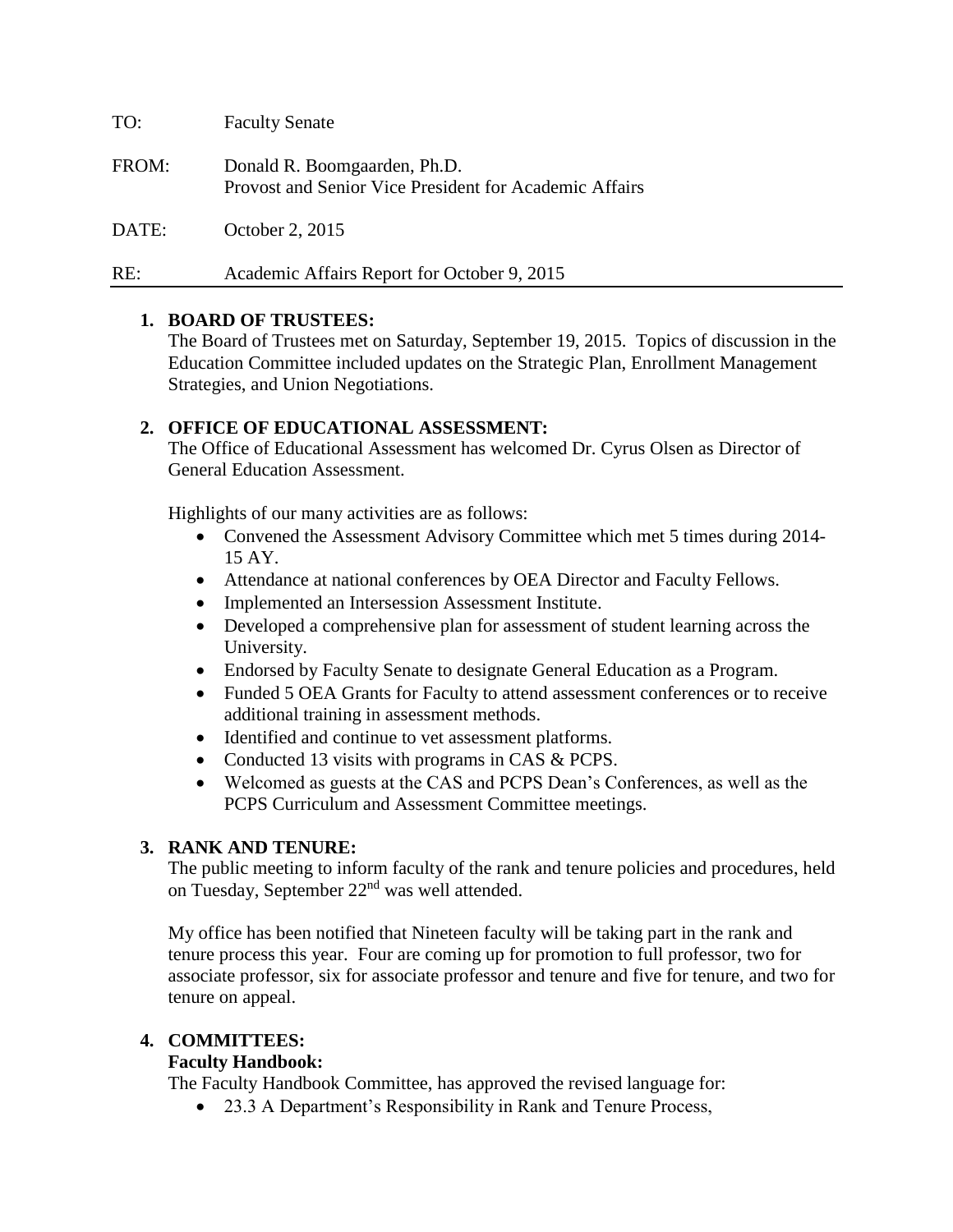TO: Faculty Senate

FROM: Donald R. Boomgaarden, Ph.D.
Provost and Senior Vice President for Academic Affairs

DATE: October 2, 2015

RE: Academic Affairs Report for October 9, 2015

---

1. **BOARD OF TRUSTEES:**
   The Board of Trustees met on Saturday, September 19, 2015. Topics of discussion in the Education Committee included updates on the Strategic Plan, Enrollment Management Strategies, and Union Negotiations.

2. **OFFICE OF EDUCATIONAL ASSESSMENT:**
   The Office of Educational Assessment has welcomed Dr. Cyrus Olsen as Director of General Education Assessment.

   Highlights of our many activities are as follows:
   - Convened the Assessment Advisory Committee which met 5 times during 2014-15 AY.
   - Attendance at national conferences by OEA Director and Faculty Fellows.
   - Implemented an Intersession Assessment Institute.
   - Developed a comprehensive plan for assessment of student learning across the University.
   - Endorsed by Faculty Senate to designate General Education as a Program.
   - Funded 5 OEA Grants for Faculty to attend assessment conferences or to receive additional training in assessment methods.
   - Identified and continue to vet assessment platforms.
   - Conducted 13 visits with programs in CAS & PCPS.
   - Welcomed as guests at the CAS and PCPS Dean's Conferences, as well as the PCPS Curriculum and Assessment Committee meetings.

3. **RANK AND TENURE:**
   The public meeting to inform faculty of the rank and tenure policies and procedures, held on Tuesday, September 22nd was well attended.

   My office has been notified that Nineteen faculty will be taking part in the rank and tenure process this year. Four are coming up for promotion to full professor, two for associate professor, six for associate professor and tenure and five for tenure, and two for tenure on appeal.

4. **COMMITTEES:**
   **Faculty Handbook:**
   The Faculty Handbook Committee, has approved the revised language for:
   - 23.3 A Department's Responsibility in Rank and Tenure Process,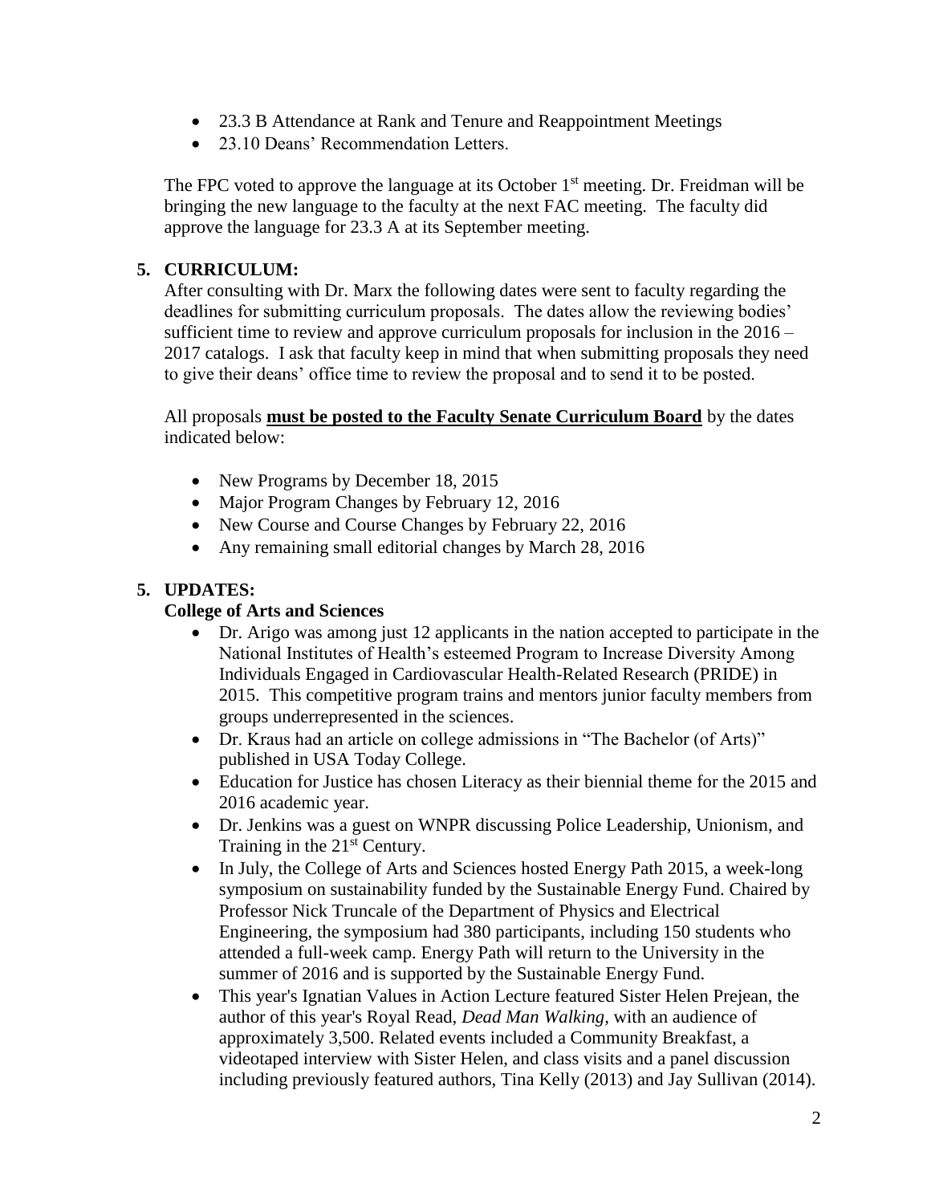- 23.3 B Attendance at Rank and Tenure and Reappointment Meetings
- 23.10 Deans' Recommendation Letters.

The FPC voted to approve the language at its October 1st meeting. Dr. Freidman will be bringing the new language to the faculty at the next FAC meeting. The faculty did approve the language for 23.3 A at its September meeting.

**5. CURRICULUM:**

After consulting with Dr. Marx the following dates were sent to faculty regarding the deadlines for submitting curriculum proposals. The dates allow the reviewing bodies' sufficient time to review and approve curriculum proposals for inclusion in the 2016 – 2017 catalogs. I ask that faculty keep in mind that when submitting proposals they need to give their deans' office time to review the proposal and to send it to be posted.

All proposals **must be posted to the Faculty Senate Curriculum Board** by the dates indicated below:

- New Programs by December 18, 2015
- Major Program Changes by February 12, 2016
- New Course and Course Changes by February 22, 2016
- Any remaining small editorial changes by March 28, 2016

**5. UPDATES:**

**College of Arts and Sciences**

- Dr. Arigo was among just 12 applicants in the nation accepted to participate in the National Institutes of Health's esteemed Program to Increase Diversity Among Individuals Engaged in Cardiovascular Health-Related Research (PRIDE) in 2015. This competitive program trains and mentors junior faculty members from groups underrepresented in the sciences.
- Dr. Kraus had an article on college admissions in "The Bachelor (of Arts)" published in USA Today College.
- Education for Justice has chosen Literacy as their biennial theme for the 2015 and 2016 academic year.
- Dr. Jenkins was a guest on WNPR discussing Police Leadership, Unionism, and Training in the 21st Century.
- In July, the College of Arts and Sciences hosted Energy Path 2015, a week-long symposium on sustainability funded by the Sustainable Energy Fund. Chaired by Professor Nick Truncale of the Department of Physics and Electrical Engineering, the symposium had 380 participants, including 150 students who attended a full-week camp. Energy Path will return to the University in the summer of 2016 and is supported by the Sustainable Energy Fund.
- This year's Ignatian Values in Action Lecture featured Sister Helen Prejean, the author of this year's Royal Read, *Dead Man Walking*, with an audience of approximately 3,500. Related events included a Community Breakfast, a videotaped interview with Sister Helen, and class visits and a panel discussion including previously featured authors, Tina Kelly (2013) and Jay Sullivan (2014).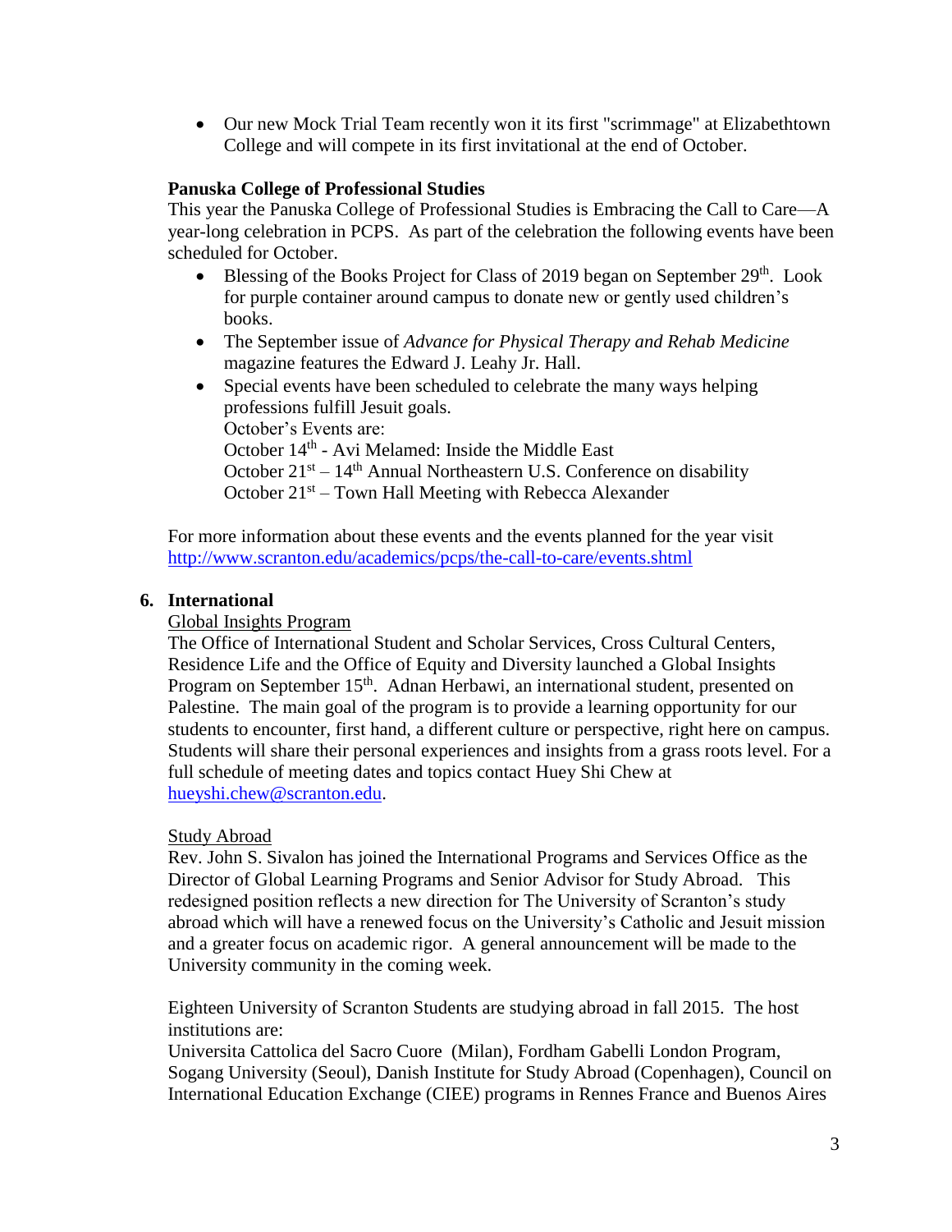- Our new Mock Trial Team recently won it its first "scrimmage" at Elizabethtown College and will compete in its first invitational at the end of October.

**Panuska College of Professional Studies**

This year the Panuska College of Professional Studies is Embracing the Call to Care—A year-long celebration in PCPS. As part of the celebration the following events have been scheduled for October.

- Blessing of the Books Project for Class of 2019 began on September 29th. Look for purple container around campus to donate new or gently used children's books.
- The September issue of *Advance for Physical Therapy and Rehab Medicine* magazine features the Edward J. Leahy Jr. Hall.
- Special events have been scheduled to celebrate the many ways helping professions fulfill Jesuit goals.
  October's Events are:
  October 14th - Avi Melamed: Inside the Middle East
  October 21st – 14th Annual Northeastern U.S. Conference on disability
  October 21st – Town Hall Meeting with Rebecca Alexander

For more information about these events and the events planned for the year visit http://www.scranton.edu/academics/pcps/the-call-to-care/events.shtml

**6. International**

Global Insights Program

The Office of International Student and Scholar Services, Cross Cultural Centers, Residence Life and the Office of Equity and Diversity launched a Global Insights Program on September 15th. Adnan Herbawi, an international student, presented on Palestine. The main goal of the program is to provide a learning opportunity for our students to encounter, first hand, a different culture or perspective, right here on campus. Students will share their personal experiences and insights from a grass roots level. For a full schedule of meeting dates and topics contact Huey Shi Chew at hueyshi.chew@scranton.edu.

Study Abroad

Rev. John S. Sivalon has joined the International Programs and Services Office as the Director of Global Learning Programs and Senior Advisor for Study Abroad. This redesigned position reflects a new direction for The University of Scranton's study abroad which will have a renewed focus on the University's Catholic and Jesuit mission and a greater focus on academic rigor. A general announcement will be made to the University community in the coming week.

Eighteen University of Scranton Students are studying abroad in fall 2015. The host institutions are:
Universita Cattolica del Sacro Cuore (Milan), Fordham Gabelli London Program, Sogang University (Seoul), Danish Institute for Study Abroad (Copenhagen), Council on International Education Exchange (CIEE) programs in Rennes France and Buenos Aires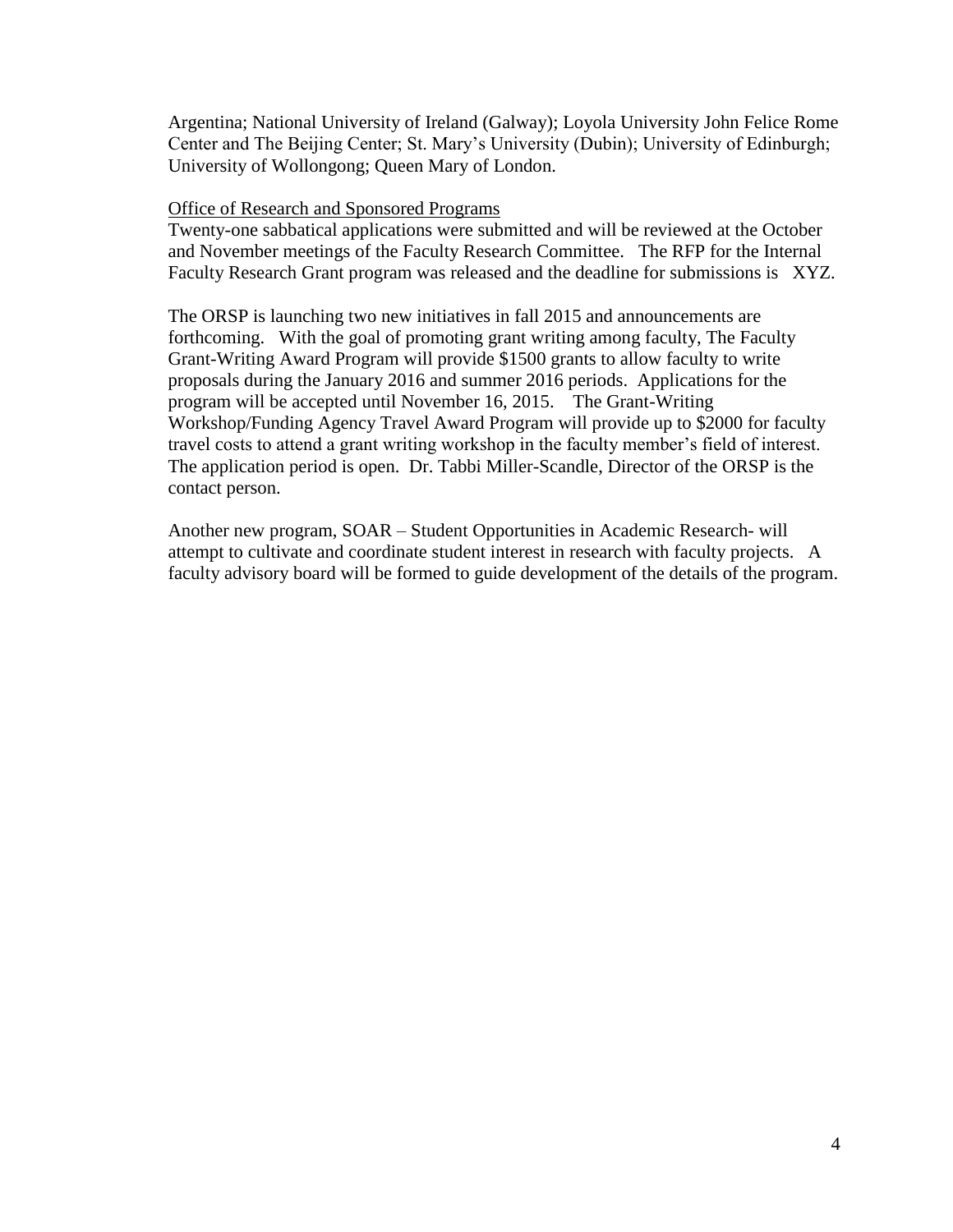Argentina; National University of Ireland (Galway); Loyola University John Felice Rome Center and The Beijing Center; St. Mary's University (Dubin); University of Edinburgh; University of Wollongong; Queen Mary of London.

Office of Research and Sponsored Programs

Twenty-one sabbatical applications were submitted and will be reviewed at the October and November meetings of the Faculty Research Committee. The RFP for the Internal Faculty Research Grant program was released and the deadline for submissions is XYZ.

The ORSP is launching two new initiatives in fall 2015 and announcements are forthcoming. With the goal of promoting grant writing among faculty, The Faculty Grant-Writing Award Program will provide $1500 grants to allow faculty to write proposals during the January 2016 and summer 2016 periods. Applications for the program will be accepted until November 16, 2015. The Grant-Writing Workshop/Funding Agency Travel Award Program will provide up to $2000 for faculty travel costs to attend a grant writing workshop in the faculty member's field of interest. The application period is open. Dr. Tabbi Miller-Scandle, Director of the ORSP is the contact person.

Another new program, SOAR – Student Opportunities in Academic Research- will attempt to cultivate and coordinate student interest in research with faculty projects. A faculty advisory board will be formed to guide development of the details of the program.